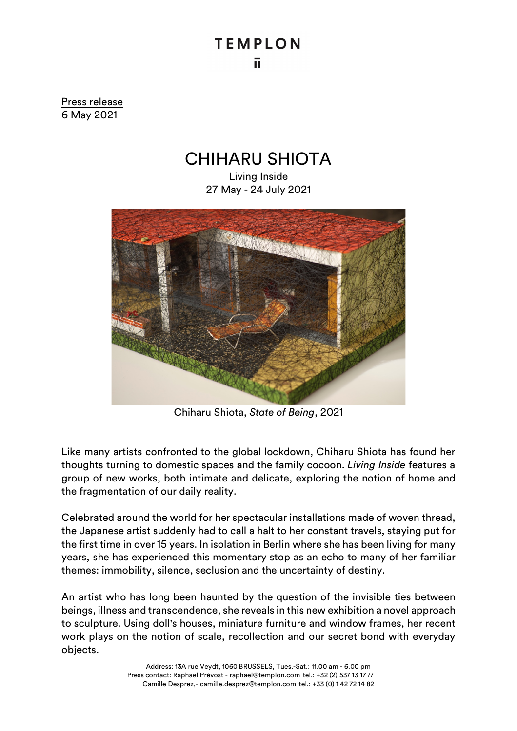TEMPLON

Press release
6 May 2021

# CHIHARU SHIOTA

Living Inside
27 May - 24 July 2021

Chiharu Shiota, *State of Being*, 2021

Like many artists confronted to the global lockdown, Chiharu Shiota has found her thoughts turning to domestic spaces and the family cocoon. *Living Inside* features a group of new works, both intimate and delicate, exploring the notion of home and the fragmentation of our daily reality.

Celebrated around the world for her spectacular installations made of woven thread, the Japanese artist suddenly had to call a halt to her constant travels, staying put for the first time in over 15 years. In isolation in Berlin where she has been living for many years, she has experienced this momentary stop as an echo to many of her familiar themes: immobility, silence, seclusion and the uncertainty of destiny.

An artist who has long been haunted by the question of the invisible ties between beings, illness and transcendence, she reveals in this new exhibition a novel approach to sculpture. Using doll's houses, miniature furniture and window frames, her recent work plays on the notion of scale, recollection and our secret bond with everyday objects.

Address: 13A rue Veydt, 1060 BRUSSELS, Tues.-Sat.: 11.00 am - 6.00 pm
Press contact: Raphaël Prévost - raphael@templon.com tel.: +32 (2) 537 13 17 //
Camille Desprez,- camille.desprez@templon.com tel.: +33 (0) 1 42 72 14 82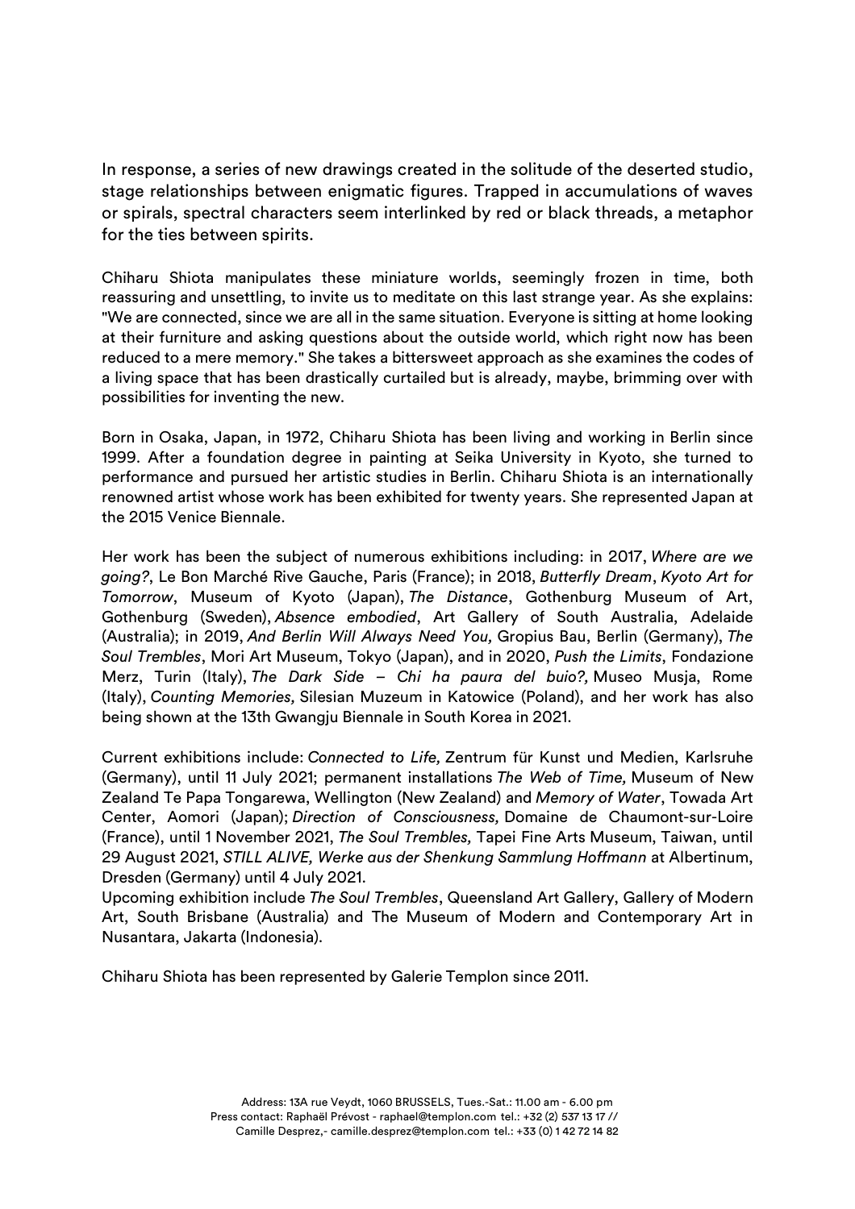In response, a series of new drawings created in the solitude of the deserted studio, stage relationships between enigmatic figures. Trapped in accumulations of waves or spirals, spectral characters seem interlinked by red or black threads, a metaphor for the ties between spirits.

Chiharu Shiota manipulates these miniature worlds, seemingly frozen in time, both reassuring and unsettling, to invite us to meditate on this last strange year. As she explains: "We are connected, since we are all in the same situation. Everyone is sitting at home looking at their furniture and asking questions about the outside world, which right now has been reduced to a mere memory." She takes a bittersweet approach as she examines the codes of a living space that has been drastically curtailed but is already, maybe, brimming over with possibilities for inventing the new.

Born in Osaka, Japan, in 1972, Chiharu Shiota has been living and working in Berlin since 1999. After a foundation degree in painting at Seika University in Kyoto, she turned to performance and pursued her artistic studies in Berlin. Chiharu Shiota is an internationally renowned artist whose work has been exhibited for twenty years. She represented Japan at the 2015 Venice Biennale.

Her work has been the subject of numerous exhibitions including: in 2017, *Where are we going?*, Le Bon Marché Rive Gauche, Paris (France); in 2018, *Butterfly Dream*, *Kyoto Art for Tomorrow*, Museum of Kyoto (Japan), *The Distance*, Gothenburg Museum of Art, Gothenburg (Sweden), *Absence embodied*, Art Gallery of South Australia, Adelaide (Australia); in 2019, *And Berlin Will Always Need You,* Gropius Bau, Berlin (Germany), *The Soul Trembles*, Mori Art Museum, Tokyo (Japan), and in 2020, *Push the Limits*, Fondazione Merz, Turin (Italy), *The Dark Side – Chi ha paura del buio?,* Museo Musja, Rome (Italy), *Counting Memories,* Silesian Muzeum in Katowice (Poland), and her work has also being shown at the 13th Gwangju Biennale in South Korea in 2021.

Current exhibitions include: *Connected to Life,* Zentrum für Kunst und Medien, Karlsruhe (Germany), until 11 July 2021; permanent installations *The Web of Time,* Museum of New Zealand Te Papa Tongarewa, Wellington (New Zealand) and *Memory of Water*, Towada Art Center, Aomori (Japan); *Direction of Consciousness,* Domaine de Chaumont-sur-Loire (France), until 1 November 2021, *The Soul Trembles,* Tapei Fine Arts Museum, Taiwan, until 29 August 2021, *STILL ALIVE, Werke aus der Shenkung Sammlung Hoffmann* at Albertinum, Dresden (Germany) until 4 July 2021.
Upcoming exhibition include *The Soul Trembles*, Queensland Art Gallery, Gallery of Modern Art, South Brisbane (Australia) and The Museum of Modern and Contemporary Art in Nusantara, Jakarta (Indonesia).

Chiharu Shiota has been represented by Galerie Templon since 2011.

Address: 13A rue Veydt, 1060 BRUSSELS, Tues.-Sat.: 11.00 am - 6.00 pm
Press contact: Raphaël Prévost - raphael@templon.com tel.: +32 (2) 537 13 17 //
Camille Desprez,- camille.desprez@templon.com tel.: +33 (0) 1 42 72 14 82